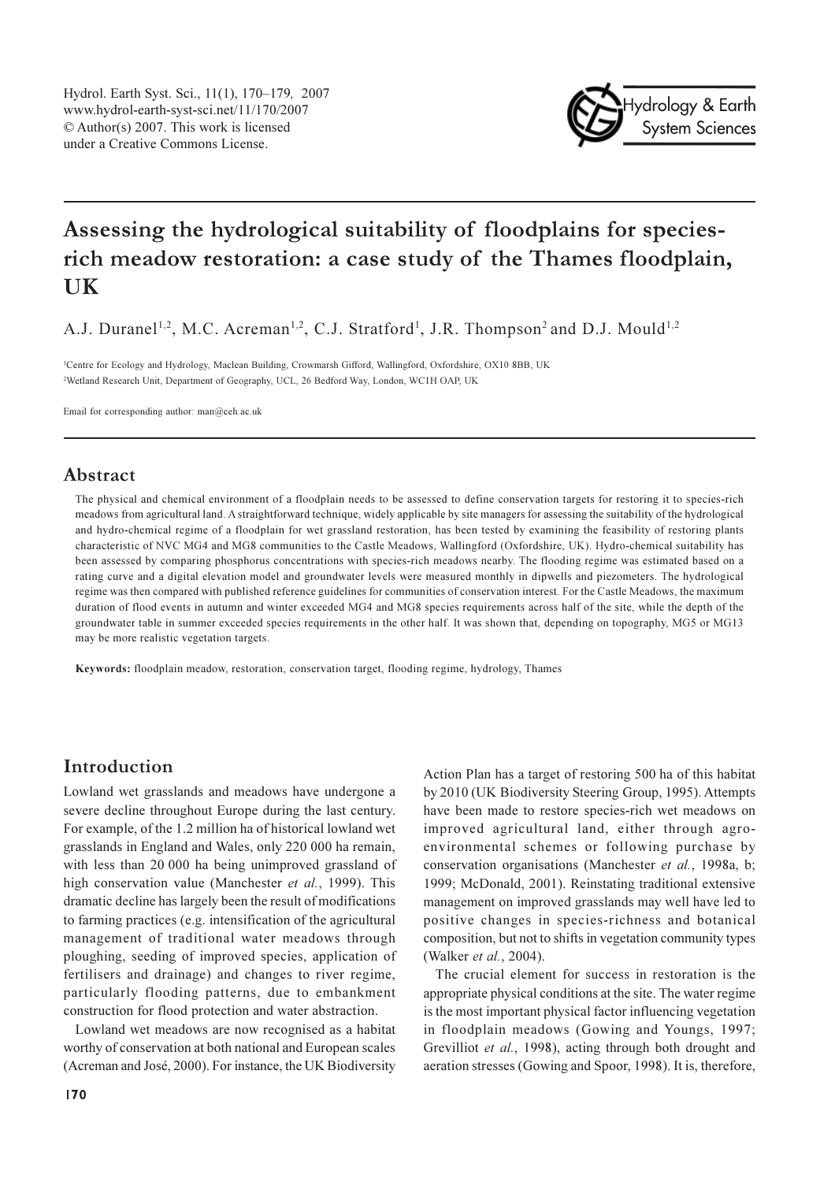# Assessing the hydrological suitability of floodplains for species-rich meadow restoration: a case study of the Thames floodplain, UK

A.J. Duranel[1,2], M.C. Acreman[1,2], C.J. Stratford[1], J.R. Thompson[2] and D.J. Mould[1,2]

[1]Centre for Ecology and Hydrology, Maclean Building, Crowmarsh Gifford, Wallingford, Oxfordshire, OX10 8BB, UK

[2]Wetland Research Unit, Department of Geography, UCL, 26 Bedford Way, London, WC1H OAP, UK

Email for corresponding author: man@ceh.ac.uk

## Abstract

The physical and chemical environment of a floodplain needs to be assessed to define conservation targets for restoring it to species-rich meadows from agricultural land. A straightforward technique, widely applicable by site managers for assessing the suitability of the hydrological and hydro-chemical regime of a floodplain for wet grassland restoration, has been tested by examining the feasibility of restoring plants characteristic of NVC MG4 and MG8 communities to the Castle Meadows, Wallingford (Oxfordshire, UK). Hydro-chemical suitability has been assessed by comparing phosphorus concentrations with species-rich meadows nearby. The flooding regime was estimated based on a rating curve and a digital elevation model and groundwater levels were measured monthly in dipwells and piezometers. The hydrological regime was then compared with published reference guidelines for communities of conservation interest. For the Castle Meadows, the maximum duration of flood events in autumn and winter exceeded MG4 and MG8 species requirements across half of the site, while the depth of the groundwater table in summer exceeded species requirements in the other half. It was shown that, depending on topography, MG5 or MG13 may be more realistic vegetation targets.

**Keywords:** floodplain meadow, restoration, conservation target, flooding regime, hydrology, Thames

## Introduction

Lowland wet grasslands and meadows have undergone a severe decline throughout Europe during the last century. For example, of the 1.2 million ha of historical lowland wet grasslands in England and Wales, only 220 000 ha remain, with less than 20 000 ha being unimproved grassland of high conservation value (Manchester *et al.*, 1999). This dramatic decline has largely been the result of modifications to farming practices (e.g. intensification of the agricultural management of traditional water meadows through ploughing, seeding of improved species, application of fertilisers and drainage) and changes to river regime, particularly flooding patterns, due to embankment construction for flood protection and water abstraction.

Lowland wet meadows are now recognised as a habitat worthy of conservation at both national and European scales (Acreman and José, 2000). For instance, the UK Biodiversity Action Plan has a target of restoring 500 ha of this habitat by 2010 (UK Biodiversity Steering Group, 1995). Attempts have been made to restore species-rich wet meadows on improved agricultural land, either through agro-environmental schemes or following purchase by conservation organisations (Manchester *et al.*, 1998a, b; 1999; McDonald, 2001). Reinstating traditional extensive management on improved grasslands may well have led to positive changes in species-richness and botanical composition, but not to shifts in vegetation community types (Walker *et al.*, 2004).

The crucial element for success in restoration is the appropriate physical conditions at the site. The water regime is the most important physical factor influencing vegetation in floodplain meadows (Gowing and Youngs, 1997; Grevilliot *et al.*, 1998), acting through both drought and aeration stresses (Gowing and Spoor, 1998). It is, therefore,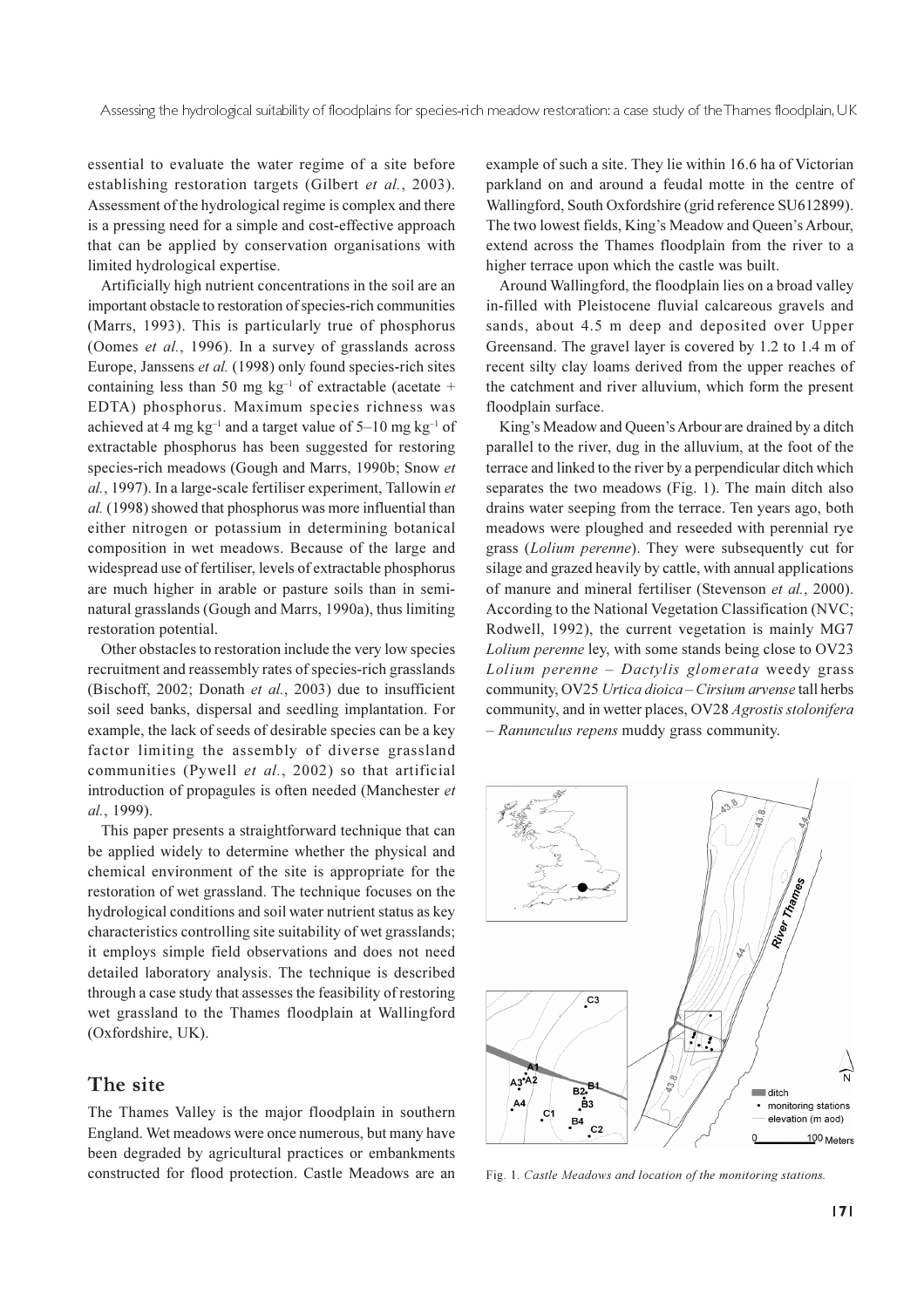essential to evaluate the water regime of a site before establishing restoration targets (Gilbert *et al.*, 2003). Assessment of the hydrological regime is complex and there is a pressing need for a simple and cost-effective approach that can be applied by conservation organisations with limited hydrological expertise.

Artificially high nutrient concentrations in the soil are an important obstacle to restoration of species-rich communities (Marrs, 1993). This is particularly true of phosphorus (Oomes *et al.*, 1996). In a survey of grasslands across Europe, Janssens *et al.* (1998) only found species-rich sites containing less than 50 mg kg$^{-1}$ of extractable (acetate + EDTA) phosphorus. Maximum species richness was achieved at 4 mg kg$^{-1}$ and a target value of 5–10 mg kg$^{-1}$ of extractable phosphorus has been suggested for restoring species-rich meadows (Gough and Marrs, 1990b; Snow *et al.*, 1997). In a large-scale fertiliser experiment, Tallowin *et al.* (1998) showed that phosphorus was more influential than either nitrogen or potassium in determining botanical composition in wet meadows. Because of the large and widespread use of fertiliser, levels of extractable phosphorus are much higher in arable or pasture soils than in semi-natural grasslands (Gough and Marrs, 1990a), thus limiting restoration potential.

Other obstacles to restoration include the very low species recruitment and reassembly rates of species-rich grasslands (Bischoff, 2002; Donath *et al.*, 2003) due to insufficient soil seed banks, dispersal and seedling implantation. For example, the lack of seeds of desirable species can be a key factor limiting the assembly of diverse grassland communities (Pywell *et al.*, 2002) so that artificial introduction of propagules is often needed (Manchester *et al.*, 1999).

This paper presents a straightforward technique that can be applied widely to determine whether the physical and chemical environment of the site is appropriate for the restoration of wet grassland. The technique focuses on the hydrological conditions and soil water nutrient status as key characteristics controlling site suitability of wet grasslands; it employs simple field observations and does not need detailed laboratory analysis. The technique is described through a case study that assesses the feasibility of restoring wet grassland to the Thames floodplain at Wallingford (Oxfordshire, UK).

## The site

The Thames Valley is the major floodplain in southern England. Wet meadows were once numerous, but many have been degraded by agricultural practices or embankments constructed for flood protection. Castle Meadows are an example of such a site. They lie within 16.6 ha of Victorian parkland on and around a feudal motte in the centre of Wallingford, South Oxfordshire (grid reference SU612899). The two lowest fields, King's Meadow and Queen's Arbour, extend across the Thames floodplain from the river to a higher terrace upon which the castle was built.

Around Wallingford, the floodplain lies on a broad valley in-filled with Pleistocene fluvial calcareous gravels and sands, about 4.5 m deep and deposited over Upper Greensand. The gravel layer is covered by 1.2 to 1.4 m of recent silty clay loams derived from the upper reaches of the catchment and river alluvium, which form the present floodplain surface.

King's Meadow and Queen's Arbour are drained by a ditch parallel to the river, dug in the alluvium, at the foot of the terrace and linked to the river by a perpendicular ditch which separates the two meadows (Fig. 1). The main ditch also drains water seeping from the terrace. Ten years ago, both meadows were ploughed and reseeded with perennial rye grass (*Lolium perenne*). They were subsequently cut for silage and grazed heavily by cattle, with annual applications of manure and mineral fertiliser (Stevenson *et al.*, 2000). According to the National Vegetation Classification (NVC; Rodwell, 1992), the current vegetation is mainly MG7 *Lolium perenne* ley, with some stands being close to OV23 *Lolium perenne – Dactylis glomerata* weedy grass community, OV25 *Urtica dioica – Cirsium arvense* tall herbs community, and in wetter places, OV28 *Agrostis stolonifera – Ranunculus repens* muddy grass community.

Fig. 1. *Castle Meadows and location of the monitoring stations.*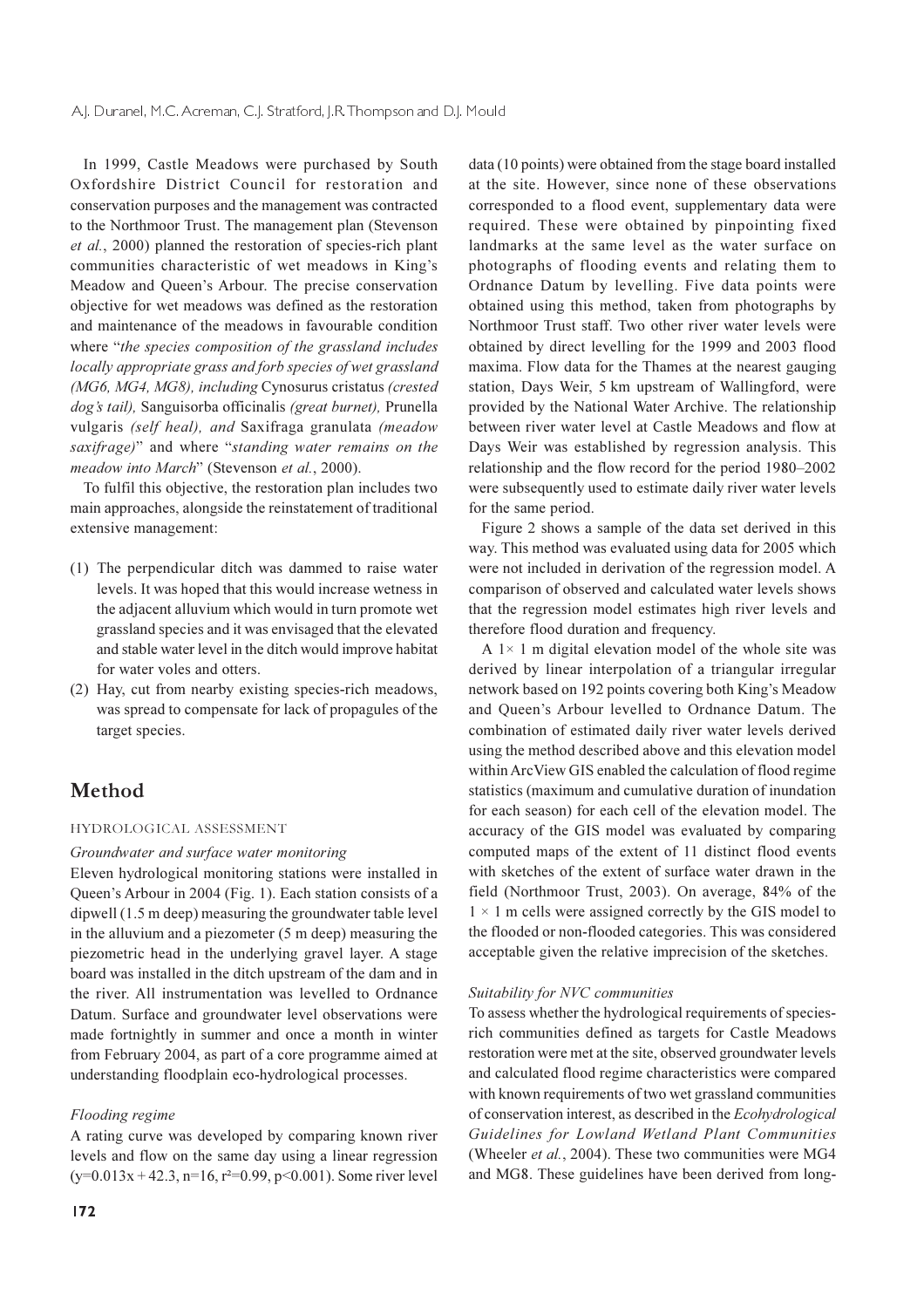In 1999, Castle Meadows were purchased by South Oxfordshire District Council for restoration and conservation purposes and the management was contracted to the Northmoor Trust. The management plan (Stevenson *et al.*, 2000) planned the restoration of species-rich plant communities characteristic of wet meadows in King's Meadow and Queen's Arbour. The precise conservation objective for wet meadows was defined as the restoration and maintenance of the meadows in favourable condition where "*the species composition of the grassland includes locally appropriate grass and forb species of wet grassland (MG6, MG4, MG8), including* Cynosurus cristatus *(crested dog's tail),* Sanguisorba officinalis *(great burnet),* Prunella vulgaris *(self heal), and* Saxifraga granulata *(meadow saxifrage)*" and where "*standing water remains on the meadow into March*" (Stevenson *et al.*, 2000).

To fulfil this objective, the restoration plan includes two main approaches, alongside the reinstatement of traditional extensive management:

(1) The perpendicular ditch was dammed to raise water levels. It was hoped that this would increase wetness in the adjacent alluvium which would in turn promote wet grassland species and it was envisaged that the elevated and stable water level in the ditch would improve habitat for water voles and otters.
(2) Hay, cut from nearby existing species-rich meadows, was spread to compensate for lack of propagules of the target species.

# Method

## HYDROLOGICAL ASSESSMENT

### *Groundwater and surface water monitoring*

Eleven hydrological monitoring stations were installed in Queen's Arbour in 2004 (Fig. 1). Each station consists of a dipwell (1.5 m deep) measuring the groundwater table level in the alluvium and a piezometer (5 m deep) measuring the piezometric head in the underlying gravel layer. A stage board was installed in the ditch upstream of the dam and in the river. All instrumentation was levelled to Ordnance Datum. Surface and groundwater level observations were made fortnightly in summer and once a month in winter from February 2004, as part of a core programme aimed at understanding floodplain eco-hydrological processes.

### *Flooding regime*

A rating curve was developed by comparing known river levels and flow on the same day using a linear regression ($y=0.013x+42.3$, $n=16$, $r^2=0.99$, $p<0.001$). Some river level data (10 points) were obtained from the stage board installed at the site. However, since none of these observations corresponded to a flood event, supplementary data were required. These were obtained by pinpointing fixed landmarks at the same level as the water surface on photographs of flooding events and relating them to Ordnance Datum by levelling. Five data points were obtained using this method, taken from photographs by Northmoor Trust staff. Two other river water levels were obtained by direct levelling for the 1999 and 2003 flood maxima. Flow data for the Thames at the nearest gauging station, Days Weir, 5 km upstream of Wallingford, were provided by the National Water Archive. The relationship between river water level at Castle Meadows and flow at Days Weir was established by regression analysis. This relationship and the flow record for the period 1980–2002 were subsequently used to estimate daily river water levels for the same period.

Figure 2 shows a sample of the data set derived in this way. This method was evaluated using data for 2005 which were not included in derivation of the regression model. A comparison of observed and calculated water levels shows that the regression model estimates high river levels and therefore flood duration and frequency.

A $1\times 1$ m digital elevation model of the whole site was derived by linear interpolation of a triangular irregular network based on 192 points covering both King's Meadow and Queen's Arbour levelled to Ordnance Datum. The combination of estimated daily river water levels derived using the method described above and this elevation model within ArcView GIS enabled the calculation of flood regime statistics (maximum and cumulative duration of inundation for each season) for each cell of the elevation model. The accuracy of the GIS model was evaluated by comparing computed maps of the extent of 11 distinct flood events with sketches of the extent of surface water drawn in the field (Northmoor Trust, 2003). On average, 84% of the $1\times 1$ m cells were assigned correctly by the GIS model to the flooded or non-flooded categories. This was considered acceptable given the relative imprecision of the sketches.

### *Suitability for NVC communities*

To assess whether the hydrological requirements of species-rich communities defined as targets for Castle Meadows restoration were met at the site, observed groundwater levels and calculated flood regime characteristics were compared with known requirements of two wet grassland communities of conservation interest, as described in the *Ecohydrological Guidelines for Lowland Wetland Plant Communities* (Wheeler *et al.*, 2004). These two communities were MG4 and MG8. These guidelines have been derived from long-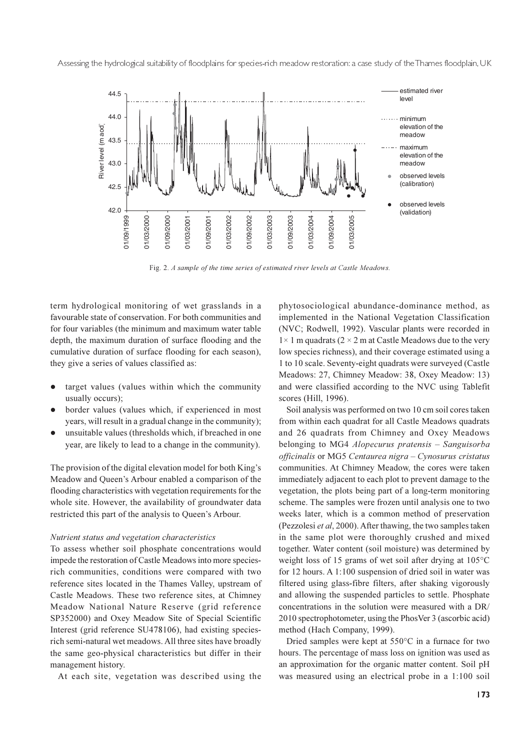Fig. 2. *A sample of the time series of estimated river levels at Castle Meadows.*

term hydrological monitoring of wet grasslands in a favourable state of conservation. For both communities and for four variables (the minimum and maximum water table depth, the maximum duration of surface flooding and the cumulative duration of surface flooding for each season), they give a series of values classified as:

- target values (values within which the community usually occurs);
- border values (values which, if experienced in most years, will result in a gradual change in the community);
- unsuitable values (thresholds which, if breached in one year, are likely to lead to a change in the community).

The provision of the digital elevation model for both King's Meadow and Queen's Arbour enabled a comparison of the flooding characteristics with vegetation requirements for the whole site. However, the availability of groundwater data restricted this part of the analysis to Queen's Arbour.

*Nutrient status and vegetation characteristics*

To assess whether soil phosphate concentrations would impede the restoration of Castle Meadows into more species-rich communities, conditions were compared with two reference sites located in the Thames Valley, upstream of Castle Meadows. These two reference sites, at Chimney Meadow National Nature Reserve (grid reference SP352000) and Oxey Meadow Site of Special Scientific Interest (grid reference SU478106), had existing species-rich semi-natural wet meadows. All three sites have broadly the same geo-physical characteristics but differ in their management history.

At each site, vegetation was described using the phytosociological abundance-dominance method, as implemented in the National Vegetation Classification (NVC; Rodwell, 1992). Vascular plants were recorded in $1\times 1$ m quadrats ($2\times 2$ m at Castle Meadows due to the very low species richness), and their coverage estimated using a 1 to 10 scale. Seventy-eight quadrats were surveyed (Castle Meadows: 27, Chimney Meadow: 38, Oxey Meadow: 13) and were classified according to the NVC using Tablefit scores (Hill, 1996).

Soil analysis was performed on two 10 cm soil cores taken from within each quadrat for all Castle Meadows quadrats and 26 quadrats from Chimney and Oxey Meadows belonging to MG4 *Alopecurus pratensis – Sanguisorba officinalis* or MG5 *Centaurea nigra – Cynosurus cristatus* communities. At Chimney Meadow, the cores were taken immediately adjacent to each plot to prevent damage to the vegetation, the plots being part of a long-term monitoring scheme. The samples were frozen until analysis one to two weeks later, which is a common method of preservation (Pezzolesi *et al*, 2000). After thawing, the two samples taken in the same plot were thoroughly crushed and mixed together. Water content (soil moisture) was determined by weight loss of 15 grams of wet soil after drying at 105°C for 12 hours. A 1:100 suspension of dried soil in water was filtered using glass-fibre filters, after shaking vigorously and allowing the suspended particles to settle. Phosphate concentrations in the solution were measured with a DR/2010 spectrophotometer, using the PhosVer 3 (ascorbic acid) method (Hach Company, 1999).

Dried samples were kept at 550°C in a furnace for two hours. The percentage of mass loss on ignition was used as an approximation for the organic matter content. Soil pH was measured using an electrical probe in a 1:100 soil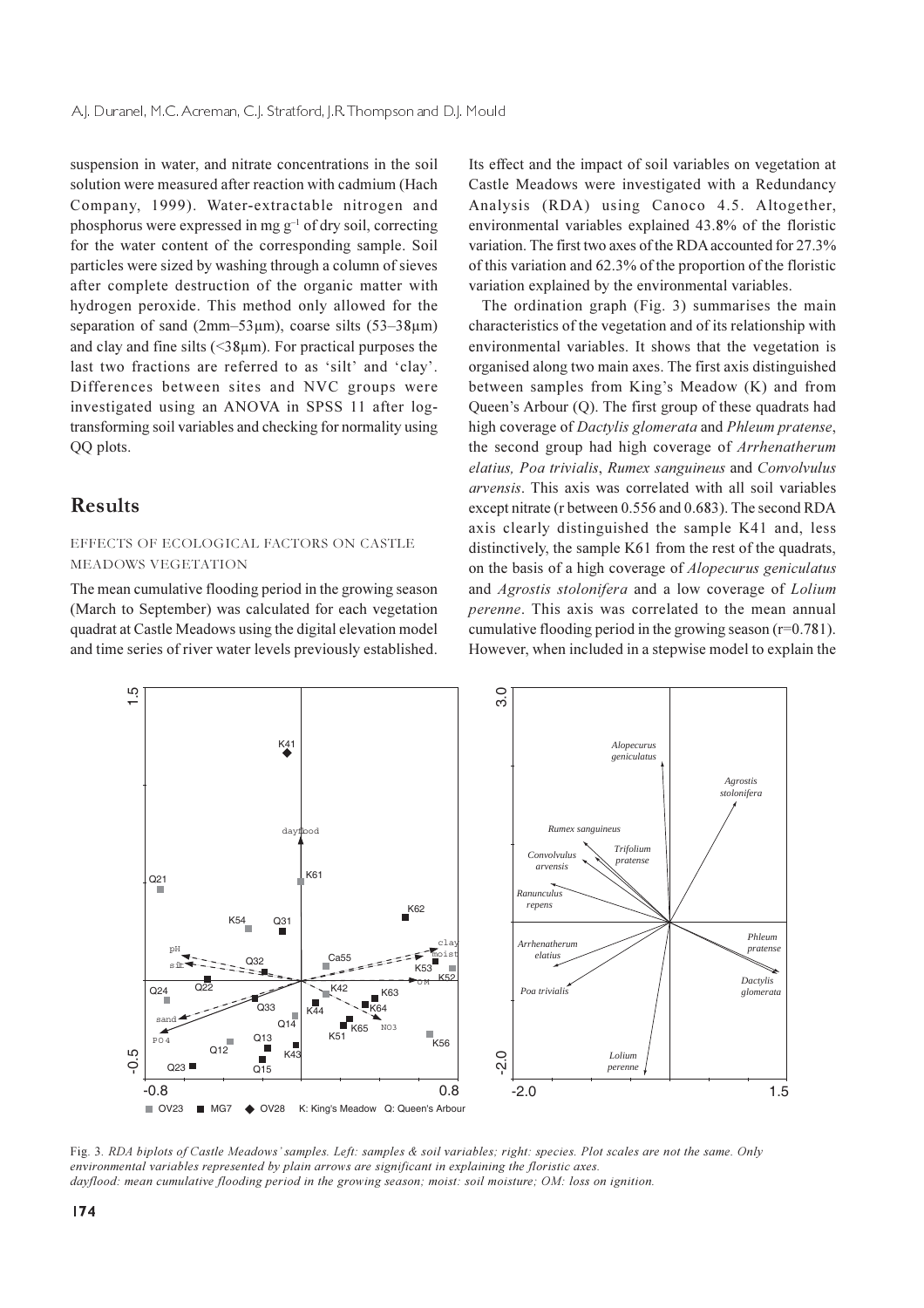suspension in water, and nitrate concentrations in the soil solution were measured after reaction with cadmium (Hach Company, 1999). Water-extractable nitrogen and phosphorus were expressed in mg $g^{-1}$ of dry soil, correcting for the water content of the corresponding sample. Soil particles were sized by washing through a column of sieves after complete destruction of the organic matter with hydrogen peroxide. This method only allowed for the separation of sand (2mm–53μm), coarse silts (53–38μm) and clay and fine silts (<38μm). For practical purposes the last two fractions are referred to as 'silt' and 'clay'. Differences between sites and NVC groups were investigated using an ANOVA in SPSS 11 after log-transforming soil variables and checking for normality using QQ plots.

## Results

### EFFECTS OF ECOLOGICAL FACTORS ON CASTLE MEADOWS VEGETATION

The mean cumulative flooding period in the growing season (March to September) was calculated for each vegetation quadrat at Castle Meadows using the digital elevation model and time series of river water levels previously established. Its effect and the impact of soil variables on vegetation at Castle Meadows were investigated with a Redundancy Analysis (RDA) using Canoco 4.5. Altogether, environmental variables explained 43.8% of the floristic variation. The first two axes of the RDA accounted for 27.3% of this variation and 62.3% of the proportion of the floristic variation explained by the environmental variables.

The ordination graph (Fig. 3) summarises the main characteristics of the vegetation and of its relationship with environmental variables. It shows that the vegetation is organised along two main axes. The first axis distinguished between samples from King's Meadow (K) and from Queen's Arbour (Q). The first group of these quadrats had high coverage of *Dactylis glomerata* and *Phleum pratense*, the second group had high coverage of *Arrhenatherum elatius, Poa trivialis*, *Rumex sanguineus* and *Convolvulus arvensis*. This axis was correlated with all soil variables except nitrate (r between 0.556 and 0.683). The second RDA axis clearly distinguished the sample K41 and, less distinctively, the sample K61 from the rest of the quadrats, on the basis of a high coverage of *Alopecurus geniculatus* and *Agrostis stolonifera* and a low coverage of *Lolium perenne*. This axis was correlated to the mean annual cumulative flooding period in the growing season (r=0.781). However, when included in a stepwise model to explain the

Fig. 3. *RDA biplots of Castle Meadows' samples. Left: samples & soil variables; right: species. Plot scales are not the same. Only environmental variables represented by plain arrows are significant in explaining the floristic axes.*
*dayflood: mean cumulative flooding period in the growing season; moist: soil moisture; OM: loss on ignition.*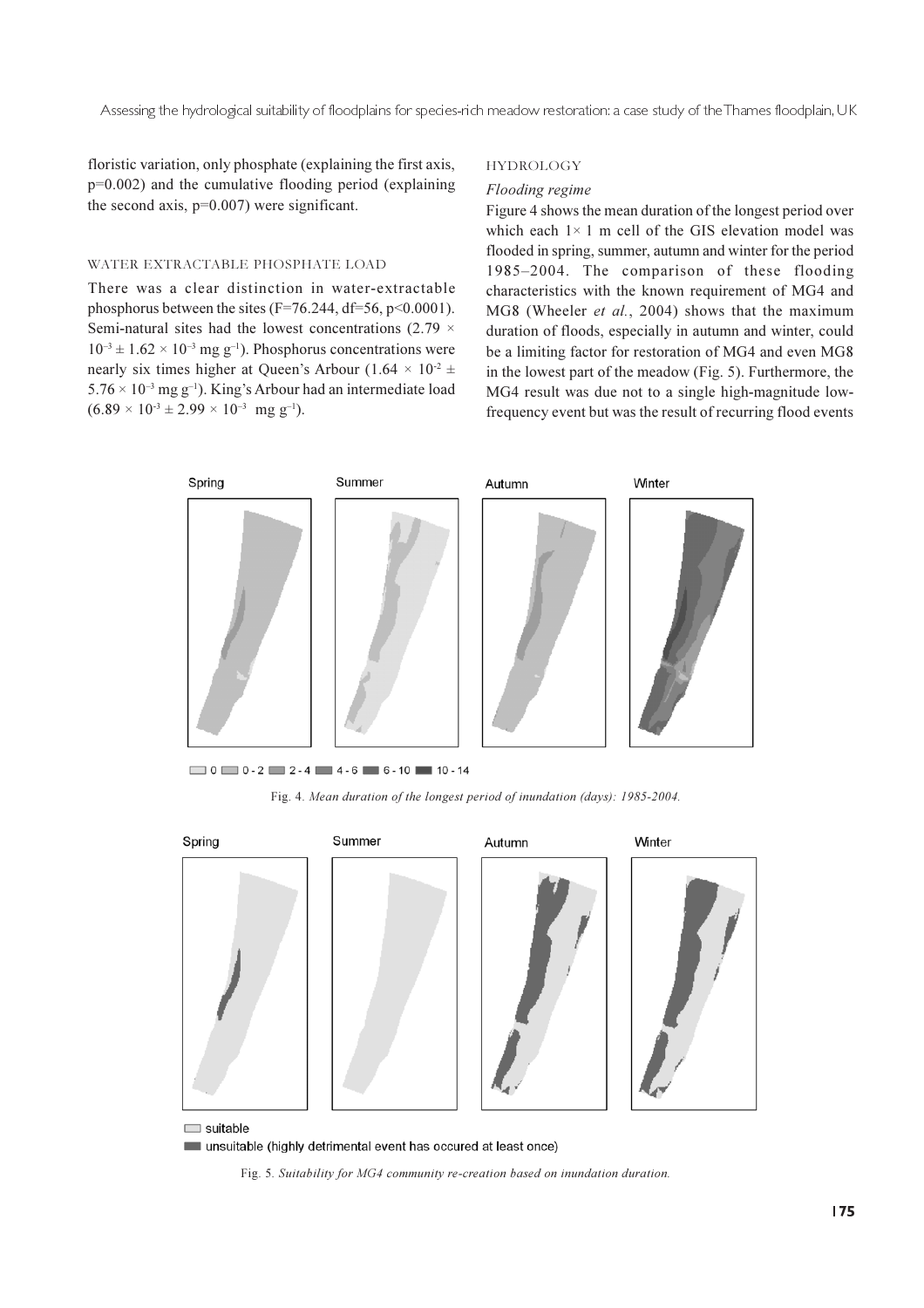floristic variation, only phosphate (explaining the first axis, $p=0.002$) and the cumulative flooding period (explaining the second axis, $p=0.007$) were significant.

### WATER EXTRACTABLE PHOSPHATE LOAD

There was a clear distinction in water-extractable phosphorus between the sites ($F=76.244$, $df=56$, $p<0.0001$). Semi-natural sites had the lowest concentrations ($2.79 \times 10^{-3} \pm 1.62 \times 10^{-3}$ mg g$^{-1}$). Phosphorus concentrations were nearly six times higher at Queen's Arbour ($1.64 \times 10^{-2} \pm 5.76 \times 10^{-3}$ mg g$^{-1}$). King's Arbour had an intermediate load ($6.89 \times 10^{-3} \pm 2.99 \times 10^{-3}$ mg g$^{-1}$).

### HYDROLOGY

#### *Flooding regime*

Figure 4 shows the mean duration of the longest period over which each $1 \times 1$ m cell of the GIS elevation model was flooded in spring, summer, autumn and winter for the period 1985–2004. The comparison of these flooding characteristics with the known requirement of MG4 and MG8 (Wheeler *et al.*, 2004) shows that the maximum duration of floods, especially in autumn and winter, could be a limiting factor for restoration of MG4 and even MG8 in the lowest part of the meadow (Fig. 5). Furthermore, the MG4 result was due not to a single high-magnitude low-frequency event but was the result of recurring flood events

Fig. 4. *Mean duration of the longest period of inundation (days): 1985-2004.*

Fig. 5. *Suitability for MG4 community re-creation based on inundation duration.*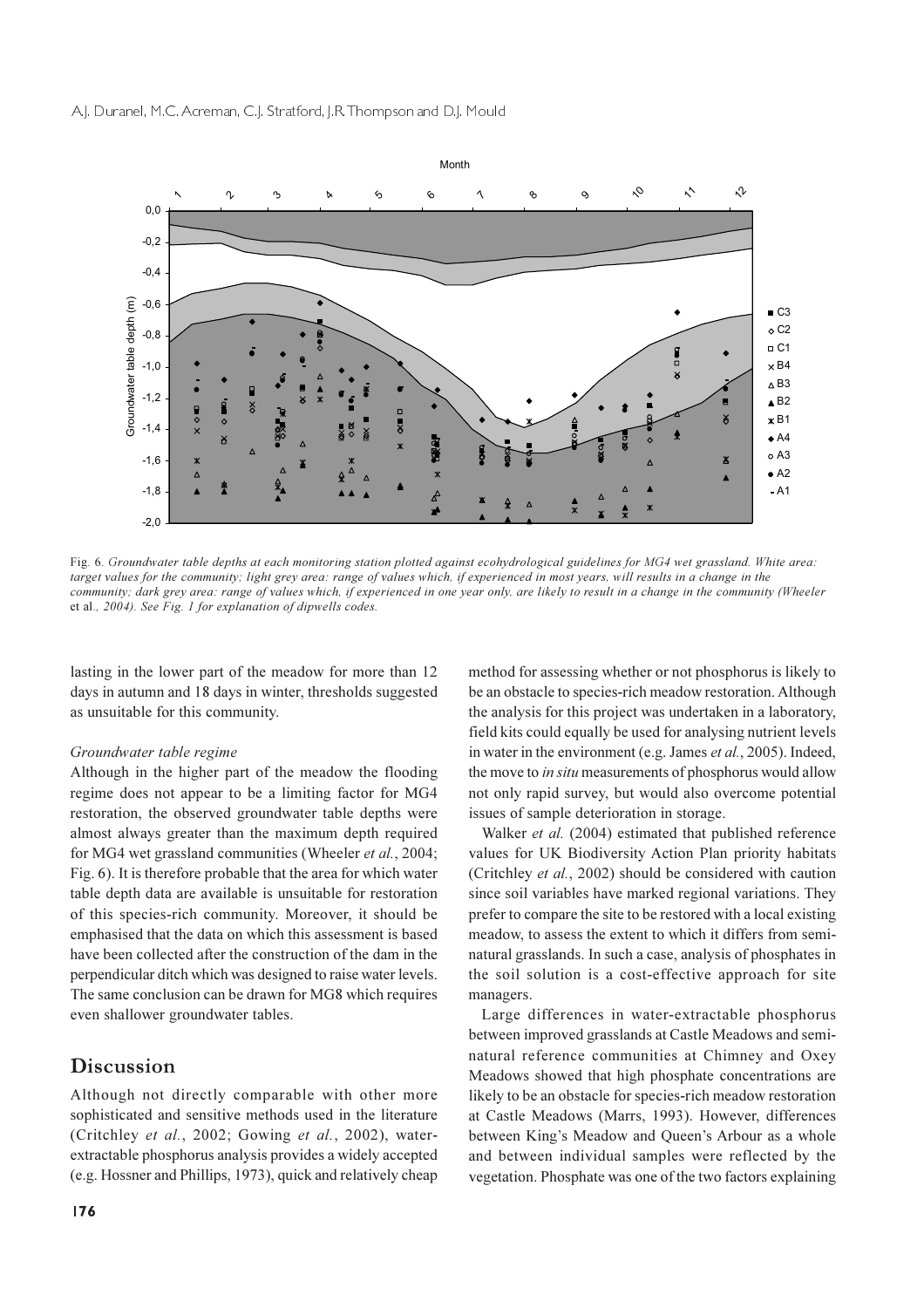Fig. 6. *Groundwater table depths at each monitoring station plotted against ecohydrological guidelines for MG4 wet grassland. White area: target values for the community; light grey area: range of values which, if experienced in most years, will results in a change in the community; dark grey area: range of values which, if experienced in one year only, are likely to result in a change in the community (Wheeler* et al.*, 2004). See Fig. 1 for explanation of dipwells codes.*

lasting in the lower part of the meadow for more than 12 days in autumn and 18 days in winter, thresholds suggested as unsuitable for this community.

### *Groundwater table regime*

Although in the higher part of the meadow the flooding regime does not appear to be a limiting factor for MG4 restoration, the observed groundwater table depths were almost always greater than the maximum depth required for MG4 wet grassland communities (Wheeler *et al.*, 2004; Fig. 6). It is therefore probable that the area for which water table depth data are available is unsuitable for restoration of this species-rich community. Moreover, it should be emphasised that the data on which this assessment is based have been collected after the construction of the dam in the perpendicular ditch which was designed to raise water levels. The same conclusion can be drawn for MG8 which requires even shallower groundwater tables.

## Discussion

Although not directly comparable with other more sophisticated and sensitive methods used in the literature (Critchley *et al.*, 2002; Gowing *et al.*, 2002), water-extractable phosphorus analysis provides a widely accepted (e.g. Hossner and Phillips, 1973), quick and relatively cheap method for assessing whether or not phosphorus is likely to be an obstacle to species-rich meadow restoration. Although the analysis for this project was undertaken in a laboratory, field kits could equally be used for analysing nutrient levels in water in the environment (e.g. James *et al.*, 2005). Indeed, the move to *in situ* measurements of phosphorus would allow not only rapid survey, but would also overcome potential issues of sample deterioration in storage.

Walker *et al.* (2004) estimated that published reference values for UK Biodiversity Action Plan priority habitats (Critchley *et al.*, 2002) should be considered with caution since soil variables have marked regional variations. They prefer to compare the site to be restored with a local existing meadow, to assess the extent to which it differs from semi-natural grasslands. In such a case, analysis of phosphates in the soil solution is a cost-effective approach for site managers.

Large differences in water-extractable phosphorus between improved grasslands at Castle Meadows and semi-natural reference communities at Chimney and Oxey Meadows showed that high phosphate concentrations are likely to be an obstacle for species-rich meadow restoration at Castle Meadows (Marrs, 1993). However, differences between King's Meadow and Queen's Arbour as a whole and between individual samples were reflected by the vegetation. Phosphate was one of the two factors explaining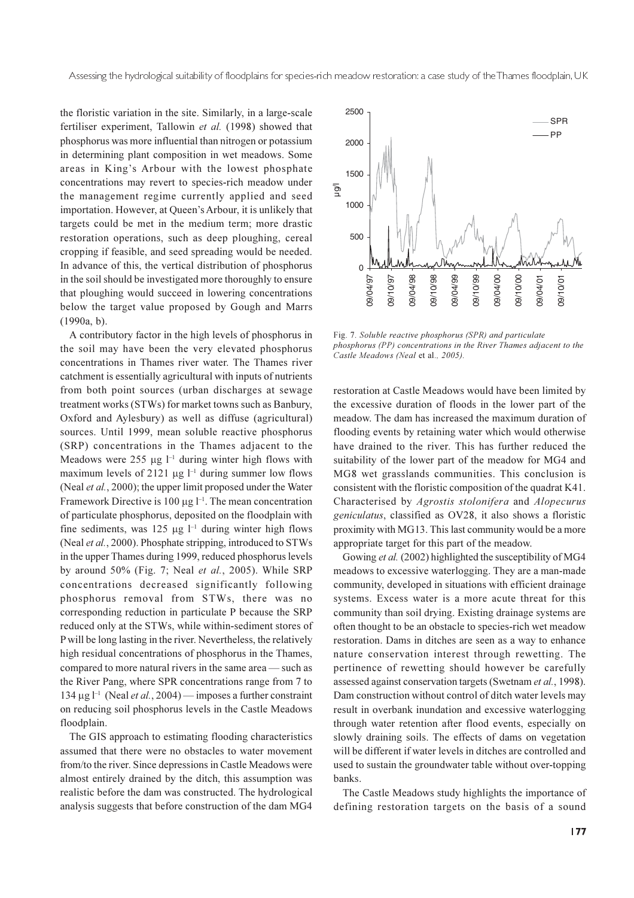the floristic variation in the site. Similarly, in a large-scale fertiliser experiment, Tallowin *et al.* (1998) showed that phosphorus was more influential than nitrogen or potassium in determining plant composition in wet meadows. Some areas in King's Arbour with the lowest phosphate concentrations may revert to species-rich meadow under the management regime currently applied and seed importation. However, at Queen's Arbour, it is unlikely that targets could be met in the medium term; more drastic restoration operations, such as deep ploughing, cereal cropping if feasible, and seed spreading would be needed. In advance of this, the vertical distribution of phosphorus in the soil should be investigated more thoroughly to ensure that ploughing would succeed in lowering concentrations below the target value proposed by Gough and Marrs (1990a, b).

A contributory factor in the high levels of phosphorus in the soil may have been the very elevated phosphorus concentrations in Thames river water. The Thames river catchment is essentially agricultural with inputs of nutrients from both point sources (urban discharges at sewage treatment works (STWs) for market towns such as Banbury, Oxford and Aylesbury) as well as diffuse (agricultural) sources. Until 1999, mean soluble reactive phosphorus (SRP) concentrations in the Thames adjacent to the Meadows were 255 $\mu g\ l^{-1}$ during winter high flows with maximum levels of 2121 $\mu g\ l^{-1}$ during summer low flows (Neal *et al.*, 2000); the upper limit proposed under the Water Framework Directive is 100 $\mu g\ l^{-1}$. The mean concentration of particulate phosphorus, deposited on the floodplain with fine sediments, was 125 $\mu g\ l^{-1}$ during winter high flows (Neal *et al.*, 2000). Phosphate stripping, introduced to STWs in the upper Thames during 1999, reduced phosphorus levels by around 50% (Fig. 7; Neal *et al.*, 2005). While SRP concentrations decreased significantly following phosphorus removal from STWs, there was no corresponding reduction in particulate P because the SRP reduced only at the STWs, while within-sediment stores of P will be long lasting in the river. Nevertheless, the relatively high residual concentrations of phosphorus in the Thames, compared to more natural rivers in the same area — such as the River Pang, where SPR concentrations range from 7 to 134 $\mu g\ l^{-1}$ (Neal *et al.*, 2004) — imposes a further constraint on reducing soil phosphorus levels in the Castle Meadows floodplain.

The GIS approach to estimating flooding characteristics assumed that there were no obstacles to water movement from/to the river. Since depressions in Castle Meadows were almost entirely drained by the ditch, this assumption was realistic before the dam was constructed. The hydrological analysis suggests that before construction of the dam MG4 restoration at Castle Meadows would have been limited by the excessive duration of floods in the lower part of the meadow. The dam has increased the maximum duration of flooding events by retaining water which would otherwise have drained to the river. This has further reduced the suitability of the lower part of the meadow for MG4 and MG8 wet grasslands communities. This conclusion is consistent with the floristic composition of the quadrat K41. Characterised by *Agrostis stolonifera* and *Alopecurus geniculatus*, classified as OV28, it also shows a floristic proximity with MG13. This last community would be a more appropriate target for this part of the meadow.

Fig. 7. *Soluble reactive phosphorus (SPR) and particulate phosphorus (PP) concentrations in the River Thames adjacent to the Castle Meadows (Neal* et al.*, 2005).*

Gowing *et al.* (2002) highlighted the susceptibility of MG4 meadows to excessive waterlogging. They are a man-made community, developed in situations with efficient drainage systems. Excess water is a more acute threat for this community than soil drying. Existing drainage systems are often thought to be an obstacle to species-rich wet meadow restoration. Dams in ditches are seen as a way to enhance nature conservation interest through rewetting. The pertinence of rewetting should however be carefully assessed against conservation targets (Swetnam *et al.*, 1998). Dam construction without control of ditch water levels may result in overbank inundation and excessive waterlogging through water retention after flood events, especially on slowly draining soils. The effects of dams on vegetation will be different if water levels in ditches are controlled and used to sustain the groundwater table without over-topping banks.

The Castle Meadows study highlights the importance of defining restoration targets on the basis of a sound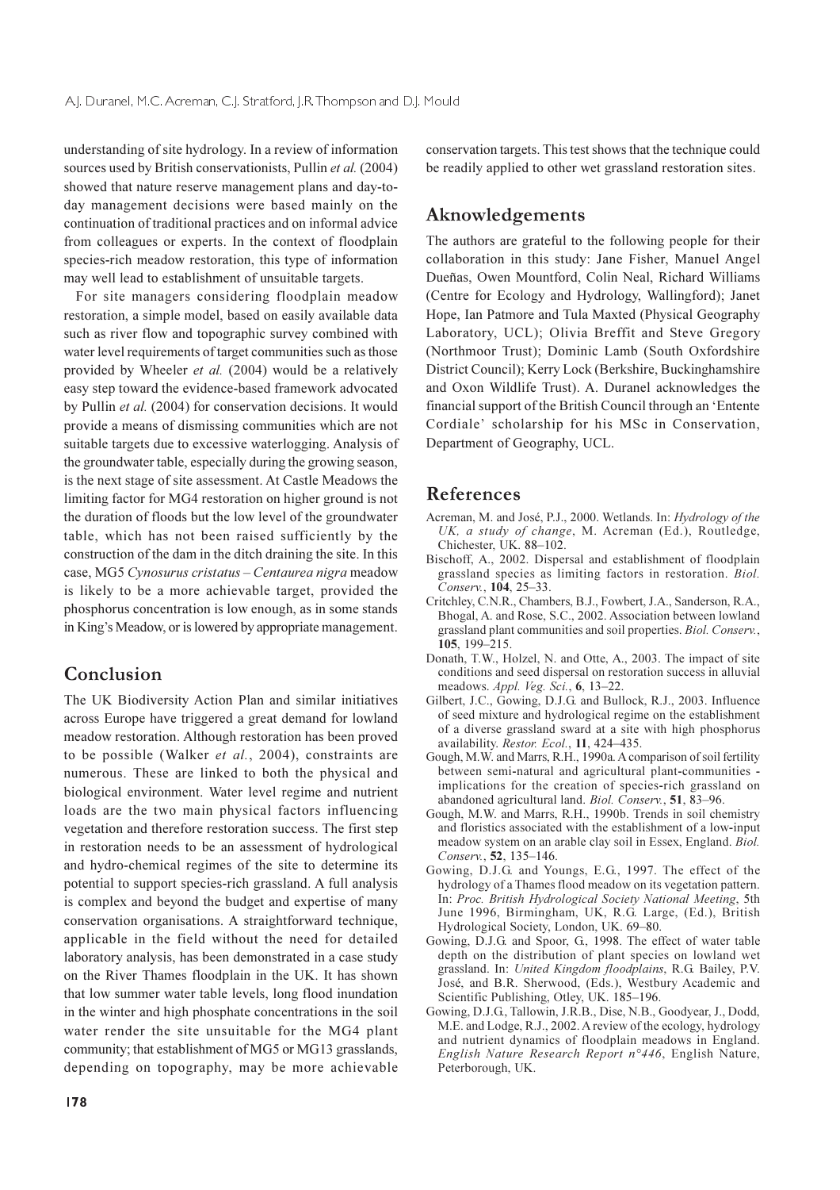understanding of site hydrology. In a review of information sources used by British conservationists, Pullin *et al.* (2004) showed that nature reserve management plans and day-to-day management decisions were based mainly on the continuation of traditional practices and on informal advice from colleagues or experts. In the context of floodplain species-rich meadow restoration, this type of information may well lead to establishment of unsuitable targets.

For site managers considering floodplain meadow restoration, a simple model, based on easily available data such as river flow and topographic survey combined with water level requirements of target communities such as those provided by Wheeler *et al.* (2004) would be a relatively easy step toward the evidence-based framework advocated by Pullin *et al.* (2004) for conservation decisions. It would provide a means of dismissing communities which are not suitable targets due to excessive waterlogging. Analysis of the groundwater table, especially during the growing season, is the next stage of site assessment. At Castle Meadows the limiting factor for MG4 restoration on higher ground is not the duration of floods but the low level of the groundwater table, which has not been raised sufficiently by the construction of the dam in the ditch draining the site. In this case, MG5 *Cynosurus cristatus – Centaurea nigra* meadow is likely to be a more achievable target, provided the phosphorus concentration is low enough, as in some stands in King's Meadow, or is lowered by appropriate management.

## Conclusion

The UK Biodiversity Action Plan and similar initiatives across Europe have triggered a great demand for lowland meadow restoration. Although restoration has been proved to be possible (Walker *et al.*, 2004), constraints are numerous. These are linked to both the physical and biological environment. Water level regime and nutrient loads are the two main physical factors influencing vegetation and therefore restoration success. The first step in restoration needs to be an assessment of hydrological and hydro-chemical regimes of the site to determine its potential to support species-rich grassland. A full analysis is complex and beyond the budget and expertise of many conservation organisations. A straightforward technique, applicable in the field without the need for detailed laboratory analysis, has been demonstrated in a case study on the River Thames floodplain in the UK. It has shown that low summer water table levels, long flood inundation in the winter and high phosphate concentrations in the soil water render the site unsuitable for the MG4 plant community; that establishment of MG5 or MG13 grasslands, depending on topography, may be more achievable conservation targets. This test shows that the technique could be readily applied to other wet grassland restoration sites.

## Aknowledgements

The authors are grateful to the following people for their collaboration in this study: Jane Fisher, Manuel Angel Dueñas, Owen Mountford, Colin Neal, Richard Williams (Centre for Ecology and Hydrology, Wallingford); Janet Hope, Ian Patmore and Tula Maxted (Physical Geography Laboratory, UCL); Olivia Breffit and Steve Gregory (Northmoor Trust); Dominic Lamb (South Oxfordshire District Council); Kerry Lock (Berkshire, Buckinghamshire and Oxon Wildlife Trust). A. Duranel acknowledges the financial support of the British Council through an 'Entente Cordiale' scholarship for his MSc in Conservation, Department of Geography, UCL.

## References

Acreman, M. and José, P.J., 2000. Wetlands. In: *Hydrology of the UK, a study of change*, M. Acreman (Ed.), Routledge, Chichester, UK. 88–102.

Bischoff, A., 2002. Dispersal and establishment of floodplain grassland species as limiting factors in restoration. *Biol. Conserv.*, **104**, 25–33.

Critchley, C.N.R., Chambers, B.J., Fowbert, J.A., Sanderson, R.A., Bhogal, A. and Rose, S.C., 2002. Association between lowland grassland plant communities and soil properties. *Biol. Conserv.*, **105**, 199–215.

Donath, T.W., Holzel, N. and Otte, A., 2003. The impact of site conditions and seed dispersal on restoration success in alluvial meadows. *Appl. Veg. Sci.*, **6**, 13–22.

Gilbert, J.C., Gowing, D.J.G. and Bullock, R.J., 2003. Influence of seed mixture and hydrological regime on the establishment of a diverse grassland sward at a site with high phosphorus availability. *Restor. Ecol.*, **11**, 424–435.

Gough, M.W. and Marrs, R.H., 1990a. A comparison of soil fertility between semi-natural and agricultural plant-communities - implications for the creation of species-rich grassland on abandoned agricultural land. *Biol. Conserv.*, **51**, 83–96.

Gough, M.W. and Marrs, R.H., 1990b. Trends in soil chemistry and floristics associated with the establishment of a low-input meadow system on an arable clay soil in Essex, England. *Biol. Conserv.*, **52**, 135–146.

Gowing, D.J.G. and Youngs, E.G., 1997. The effect of the hydrology of a Thames flood meadow on its vegetation pattern. In: *Proc. British Hydrological Society National Meeting*, 5th June 1996, Birmingham, UK, R.G. Large, (Ed.), British Hydrological Society, London, UK. 69–80.

Gowing, D.J.G. and Spoor, G., 1998. The effect of water table depth on the distribution of plant species on lowland wet grassland. In: *United Kingdom floodplains*, R.G. Bailey, P.V. José, and B.R. Sherwood, (Eds.), Westbury Academic and Scientific Publishing, Otley, UK. 185–196.

Gowing, D.J.G., Tallowin, J.R.B., Dise, N.B., Goodyear, J., Dodd, M.E. and Lodge, R.J., 2002. A review of the ecology, hydrology and nutrient dynamics of floodplain meadows in England. *English Nature Research Report n°446*, English Nature, Peterborough, UK.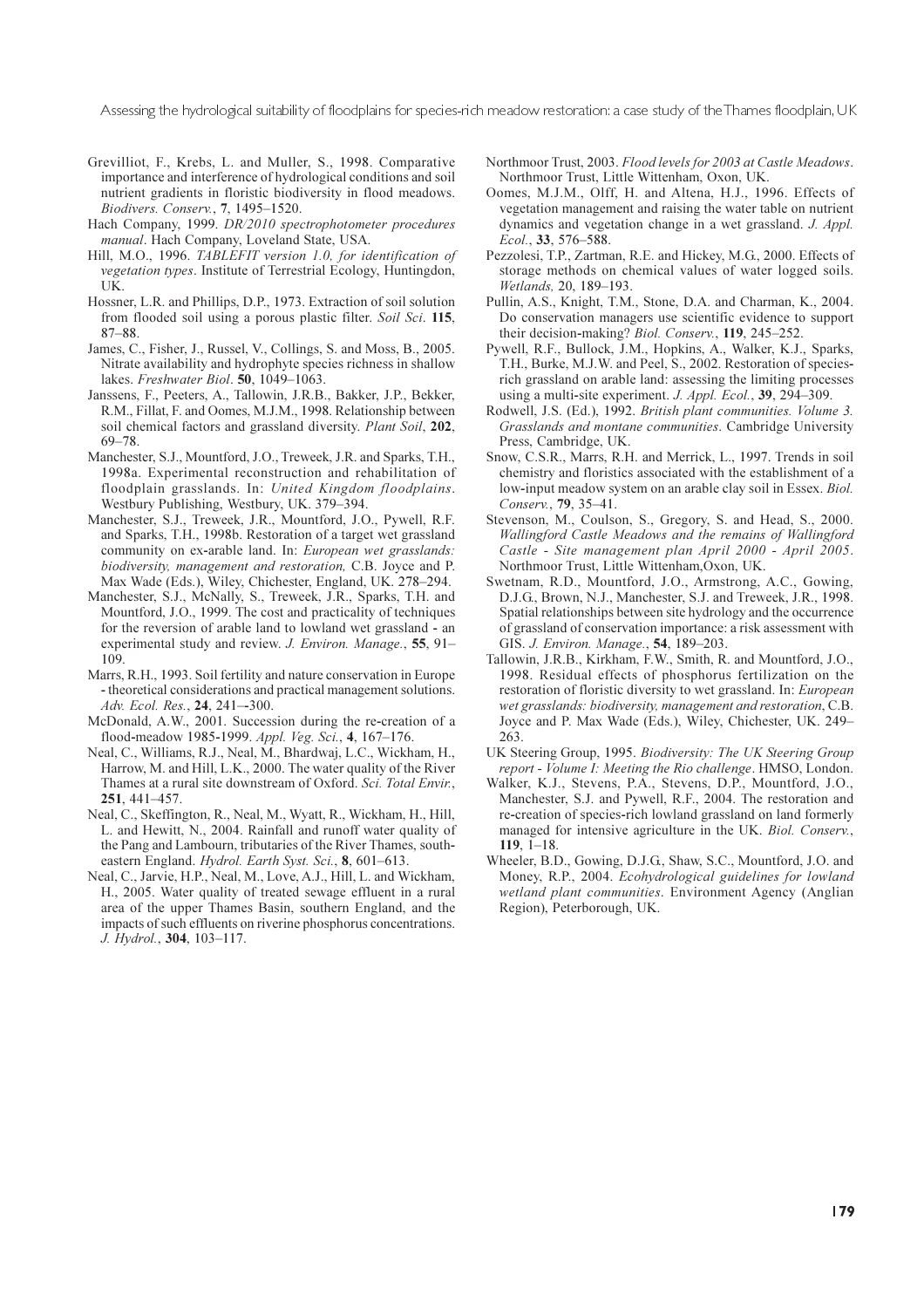Grevilliot, F., Krebs, L. and Muller, S., 1998. Comparative importance and interference of hydrological conditions and soil nutrient gradients in floristic biodiversity in flood meadows. *Biodivers. Conserv.*, **7**, 1495–1520.

Hach Company, 1999. *DR/2010 spectrophotometer procedures manual*. Hach Company, Loveland State, USA.

Hill, M.O., 1996. *TABLEFIT version 1.0, for identification of vegetation types*. Institute of Terrestrial Ecology, Huntingdon, UK.

Hossner, L.R. and Phillips, D.P., 1973. Extraction of soil solution from flooded soil using a porous plastic filter. *Soil Sci*. **115**, 87–88.

James, C., Fisher, J., Russel, V., Collings, S. and Moss, B., 2005. Nitrate availability and hydrophyte species richness in shallow lakes. *Freshwater Biol*. **50**, 1049–1063.

Janssens, F., Peeters, A., Tallowin, J.R.B., Bakker, J.P., Bekker, R.M., Fillat, F. and Oomes, M.J.M., 1998. Relationship between soil chemical factors and grassland diversity. *Plant Soil*, **202**, 69–78.

Manchester, S.J., Mountford, J.O., Treweek, J.R. and Sparks, T.H., 1998a. Experimental reconstruction and rehabilitation of floodplain grasslands. In: *United Kingdom floodplains*. Westbury Publishing, Westbury, UK. 379–394.

Manchester, S.J., Treweek, J.R., Mountford, J.O., Pywell, R.F. and Sparks, T.H., 1998b. Restoration of a target wet grassland community on ex-arable land. In: *European wet grasslands: biodiversity, management and restoration,* C.B. Joyce and P. Max Wade (Eds.), Wiley, Chichester, England, UK. 278–294.

Manchester, S.J., McNally, S., Treweek, J.R., Sparks, T.H. and Mountford, J.O., 1999. The cost and practicality of techniques for the reversion of arable land to lowland wet grassland - an experimental study and review. *J. Environ. Manage.*, **55**, 91–109.

Marrs, R.H., 1993. Soil fertility and nature conservation in Europe - theoretical considerations and practical management solutions. *Adv. Ecol. Res.*, **24**, 241–-300.

McDonald, A.W., 2001. Succession during the re-creation of a flood-meadow 1985-1999. *Appl. Veg. Sci.*, **4**, 167–176.

Neal, C., Williams, R.J., Neal, M., Bhardwaj, L.C., Wickham, H., Harrow, M. and Hill, L.K., 2000. The water quality of the River Thames at a rural site downstream of Oxford. *Sci. Total Envir.*, **251**, 441–457.

Neal, C., Skeffington, R., Neal, M., Wyatt, R., Wickham, H., Hill, L. and Hewitt, N., 2004. Rainfall and runoff water quality of the Pang and Lambourn, tributaries of the River Thames, south-eastern England. *Hydrol. Earth Syst. Sci.*, **8**, 601–613.

Neal, C., Jarvie, H.P., Neal, M., Love, A.J., Hill, L. and Wickham, H., 2005. Water quality of treated sewage effluent in a rural area of the upper Thames Basin, southern England, and the impacts of such effluents on riverine phosphorus concentrations. *J. Hydrol.*, **304**, 103–117.

Northmoor Trust, 2003. *Flood levels for 2003 at Castle Meadows*. Northmoor Trust, Little Wittenham, Oxon, UK.

Oomes, M.J.M., Olff, H. and Altena, H.J., 1996. Effects of vegetation management and raising the water table on nutrient dynamics and vegetation change in a wet grassland. *J. Appl. Ecol.*, **33**, 576–588.

Pezzolesi, T.P., Zartman, R.E. and Hickey, M.G., 2000. Effects of storage methods on chemical values of water logged soils. *Wetlands,* 20, 189–193.

Pullin, A.S., Knight, T.M., Stone, D.A. and Charman, K., 2004. Do conservation managers use scientific evidence to support their decision-making? *Biol. Conserv.*, **119**, 245–252.

Pywell, R.F., Bullock, J.M., Hopkins, A., Walker, K.J., Sparks, T.H., Burke, M.J.W. and Peel, S., 2002. Restoration of species-rich grassland on arable land: assessing the limiting processes using a multi-site experiment. *J. Appl. Ecol.*, **39**, 294–309.

Rodwell, J.S. (Ed.), 1992. *British plant communities. Volume 3. Grasslands and montane communities*. Cambridge University Press, Cambridge, UK.

Snow, C.S.R., Marrs, R.H. and Merrick, L., 1997. Trends in soil chemistry and floristics associated with the establishment of a low-input meadow system on an arable clay soil in Essex. *Biol. Conserv.*, **79**, 35–41.

Stevenson, M., Coulson, S., Gregory, S. and Head, S., 2000. *Wallingford Castle Meadows and the remains of Wallingford Castle - Site management plan April 2000 - April 2005*. Northmoor Trust, Little Wittenham,Oxon, UK.

Swetnam, R.D., Mountford, J.O., Armstrong, A.C., Gowing, D.J.G., Brown, N.J., Manchester, S.J. and Treweek, J.R., 1998. Spatial relationships between site hydrology and the occurrence of grassland of conservation importance: a risk assessment with GIS. *J. Environ. Manage.*, **54**, 189–203.

Tallowin, J.R.B., Kirkham, F.W., Smith, R. and Mountford, J.O., 1998. Residual effects of phosphorus fertilization on the restoration of floristic diversity to wet grassland. In: *European wet grasslands: biodiversity, management and restoration*, C.B. Joyce and P. Max Wade (Eds.), Wiley, Chichester, UK. 249–263.

UK Steering Group, 1995. *Biodiversity: The UK Steering Group report - Volume I: Meeting the Rio challenge*. HMSO, London.

Walker, K.J., Stevens, P.A., Stevens, D.P., Mountford, J.O., Manchester, S.J. and Pywell, R.F., 2004. The restoration and re-creation of species-rich lowland grassland on land formerly managed for intensive agriculture in the UK. *Biol. Conserv.*, **119**, 1–18.

Wheeler, B.D., Gowing, D.J.G., Shaw, S.C., Mountford, J.O. and Money, R.P., 2004. *Ecohydrological guidelines for lowland wetland plant communities*. Environment Agency (Anglian Region), Peterborough, UK.